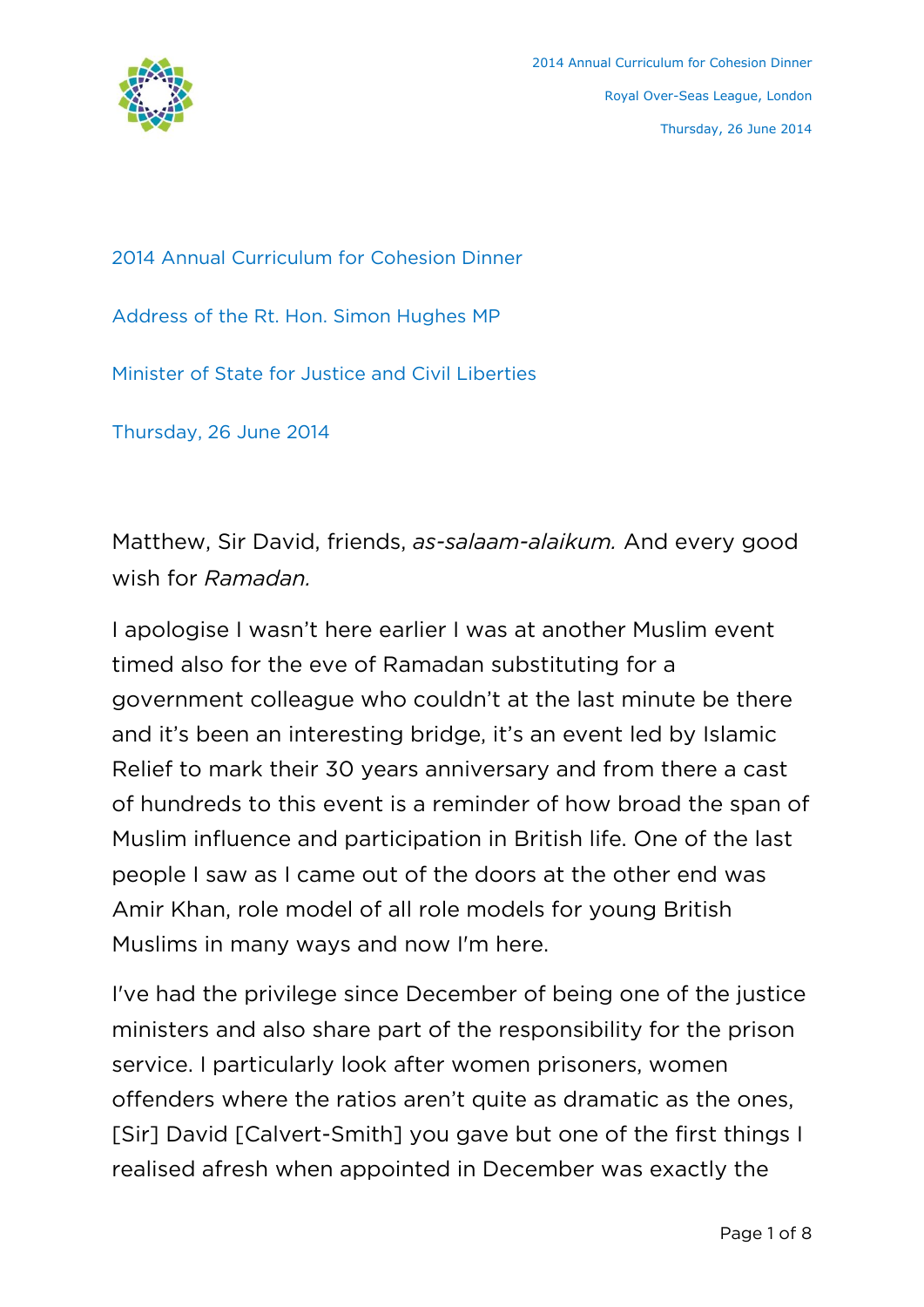2014 Annual Curriculum for Cohesion Dinner

Address of the Rt. Hon. Simon Hughes MP

Minister of State for Justice and Civil Liberties

Thursday, 26 June 2014

Matthew, Sir David, friends, *as-salaam-alaikum.* And every good wish for *Ramadan.*

I apologise I wasn't here earlier I was at another Muslim event timed also for the eve of Ramadan substituting for a government colleague who couldn't at the last minute be there and it's been an interesting bridge, it's an event led by Islamic Relief to mark their 30 years anniversary and from there a cast of hundreds to this event is a reminder of how broad the span of Muslim influence and participation in British life. One of the last people I saw as I came out of the doors at the other end was Amir Khan, role model of all role models for young British Muslims in many ways and now I'm here.

I've had the privilege since December of being one of the justice ministers and also share part of the responsibility for the prison service. I particularly look after women prisoners, women offenders where the ratios aren't quite as dramatic as the ones, [Sir] David [Calvert-Smith] you gave but one of the first things I realised afresh when appointed in December was exactly the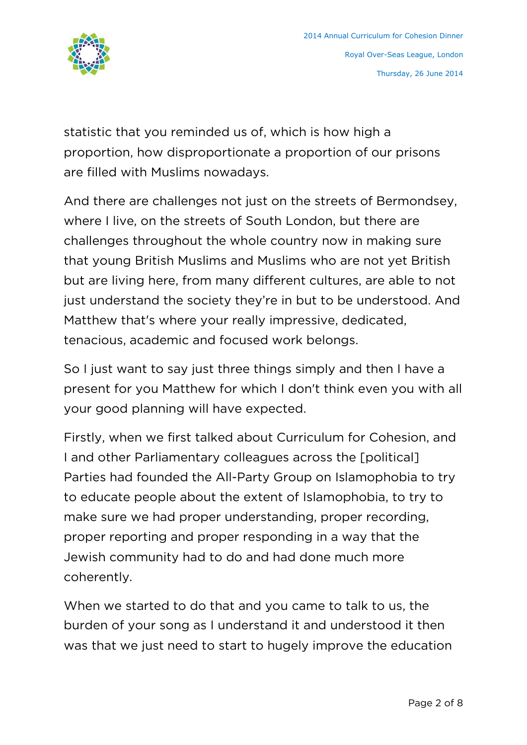statistic that you reminded us of, which is how high a proportion, how disproportionate a proportion of our prisons are filled with Muslims nowadays.

And there are challenges not just on the streets of Bermondsey, where I live, on the streets of South London, but there are challenges throughout the whole country now in making sure that young British Muslims and Muslims who are not yet British but are living here, from many different cultures, are able to not just understand the society they're in but to be understood. And Matthew that's where your really impressive, dedicated, tenacious, academic and focused work belongs.

So I just want to say just three things simply and then I have a present for you Matthew for which I don't think even you with all your good planning will have expected.

Firstly, when we first talked about Curriculum for Cohesion, and I and other Parliamentary colleagues across the [political] Parties had founded the All-Party Group on Islamophobia to try to educate people about the extent of Islamophobia, to try to make sure we had proper understanding, proper recording, proper reporting and proper responding in a way that the Jewish community had to do and had done much more coherently.

When we started to do that and you came to talk to us, the burden of your song as I understand it and understood it then was that we just need to start to hugely improve the education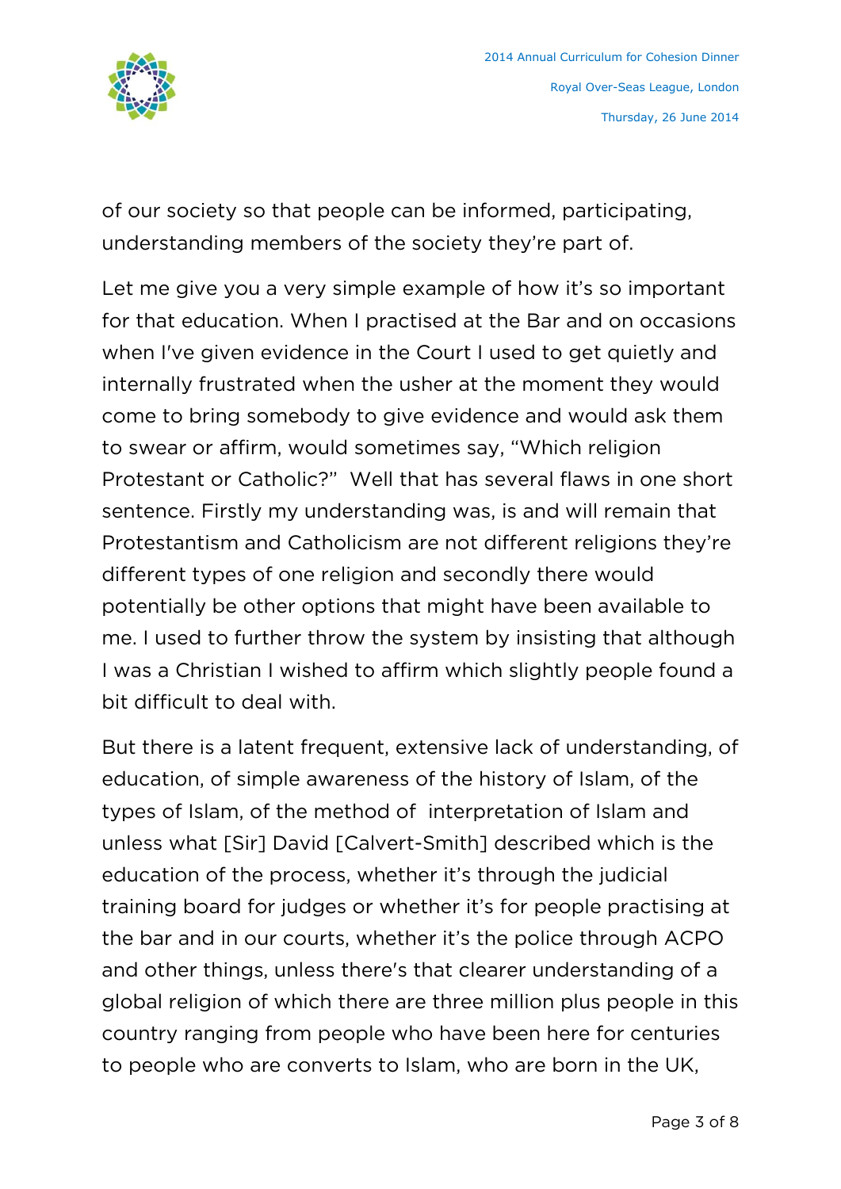of our society so that people can be informed, participating, understanding members of the society they're part of.

Let me give you a very simple example of how it's so important for that education. When I practised at the Bar and on occasions when I've given evidence in the Court I used to get quietly and internally frustrated when the usher at the moment they would come to bring somebody to give evidence and would ask them to swear or affirm, would sometimes say, "Which religion Protestant or Catholic?" Well that has several flaws in one short sentence. Firstly my understanding was, is and will remain that Protestantism and Catholicism are not different religions they're different types of one religion and secondly there would potentially be other options that might have been available to me. I used to further throw the system by insisting that although I was a Christian I wished to affirm which slightly people found a bit difficult to deal with.

But there is a latent frequent, extensive lack of understanding, of education, of simple awareness of the history of Islam, of the types of Islam, of the method of interpretation of Islam and unless what [Sir] David [Calvert-Smith] described which is the education of the process, whether it's through the judicial training board for judges or whether it's for people practising at the bar and in our courts, whether it's the police through ACPO and other things, unless there's that clearer understanding of a global religion of which there are three million plus people in this country ranging from people who have been here for centuries to people who are converts to Islam, who are born in the UK,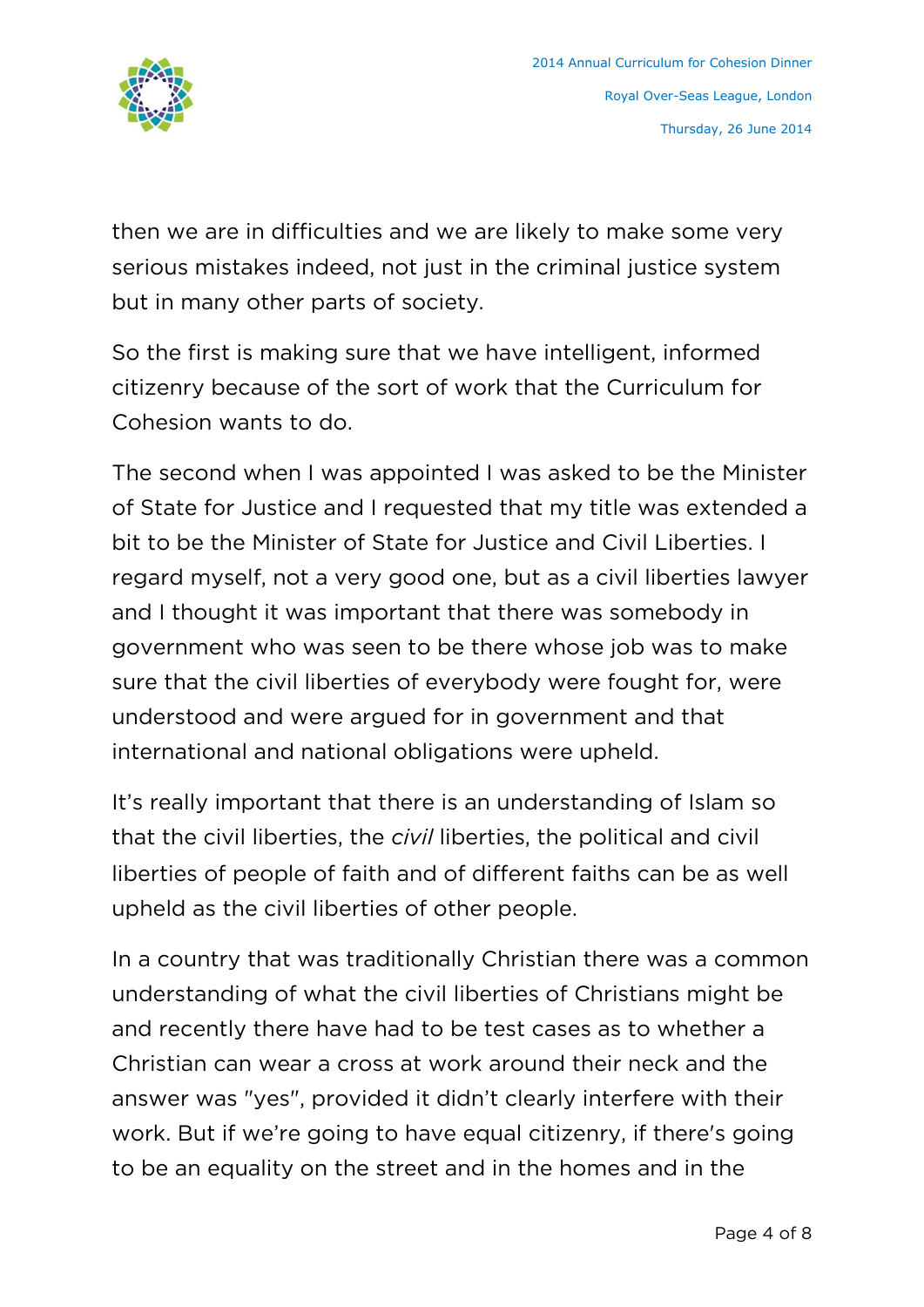then we are in difficulties and we are likely to make some very serious mistakes indeed, not just in the criminal justice system but in many other parts of society.

So the first is making sure that we have intelligent, informed citizenry because of the sort of work that the Curriculum for Cohesion wants to do.

The second when I was appointed I was asked to be the Minister of State for Justice and I requested that my title was extended a bit to be the Minister of State for Justice and Civil Liberties. I regard myself, not a very good one, but as a civil liberties lawyer and I thought it was important that there was somebody in government who was seen to be there whose job was to make sure that the civil liberties of everybody were fought for, were understood and were argued for in government and that international and national obligations were upheld.

It's really important that there is an understanding of Islam so that the civil liberties, the *civil* liberties, the political and civil liberties of people of faith and of different faiths can be as well upheld as the civil liberties of other people.

In a country that was traditionally Christian there was a common understanding of what the civil liberties of Christians might be and recently there have had to be test cases as to whether a Christian can wear a cross at work around their neck and the answer was "yes", provided it didn't clearly interfere with their work. But if we're going to have equal citizenry, if there's going to be an equality on the street and in the homes and in the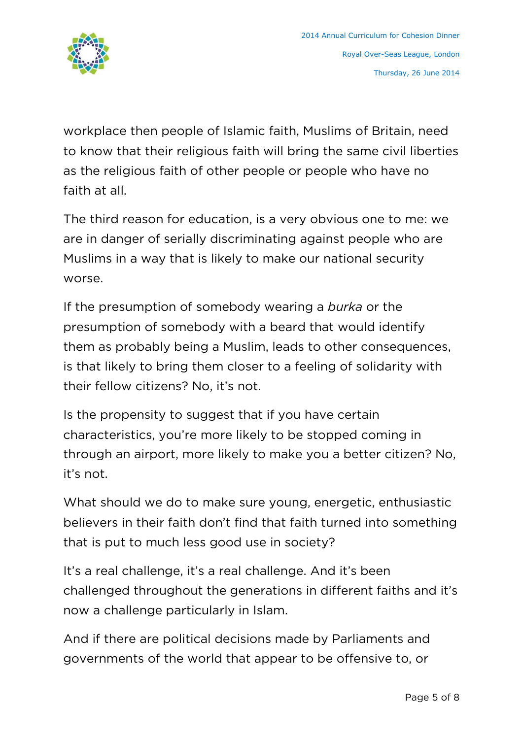workplace then people of Islamic faith, Muslims of Britain, need to know that their religious faith will bring the same civil liberties as the religious faith of other people or people who have no faith at all.

The third reason for education, is a very obvious one to me: we are in danger of serially discriminating against people who are Muslims in a way that is likely to make our national security worse.

If the presumption of somebody wearing a *burka* or the presumption of somebody with a beard that would identify them as probably being a Muslim, leads to other consequences, is that likely to bring them closer to a feeling of solidarity with their fellow citizens? No, it's not.

Is the propensity to suggest that if you have certain characteristics, you're more likely to be stopped coming in through an airport, more likely to make you a better citizen? No, it's not.

What should we do to make sure young, energetic, enthusiastic believers in their faith don't find that faith turned into something that is put to much less good use in society?

It's a real challenge, it's a real challenge. And it's been challenged throughout the generations in different faiths and it's now a challenge particularly in Islam.

And if there are political decisions made by Parliaments and governments of the world that appear to be offensive to, or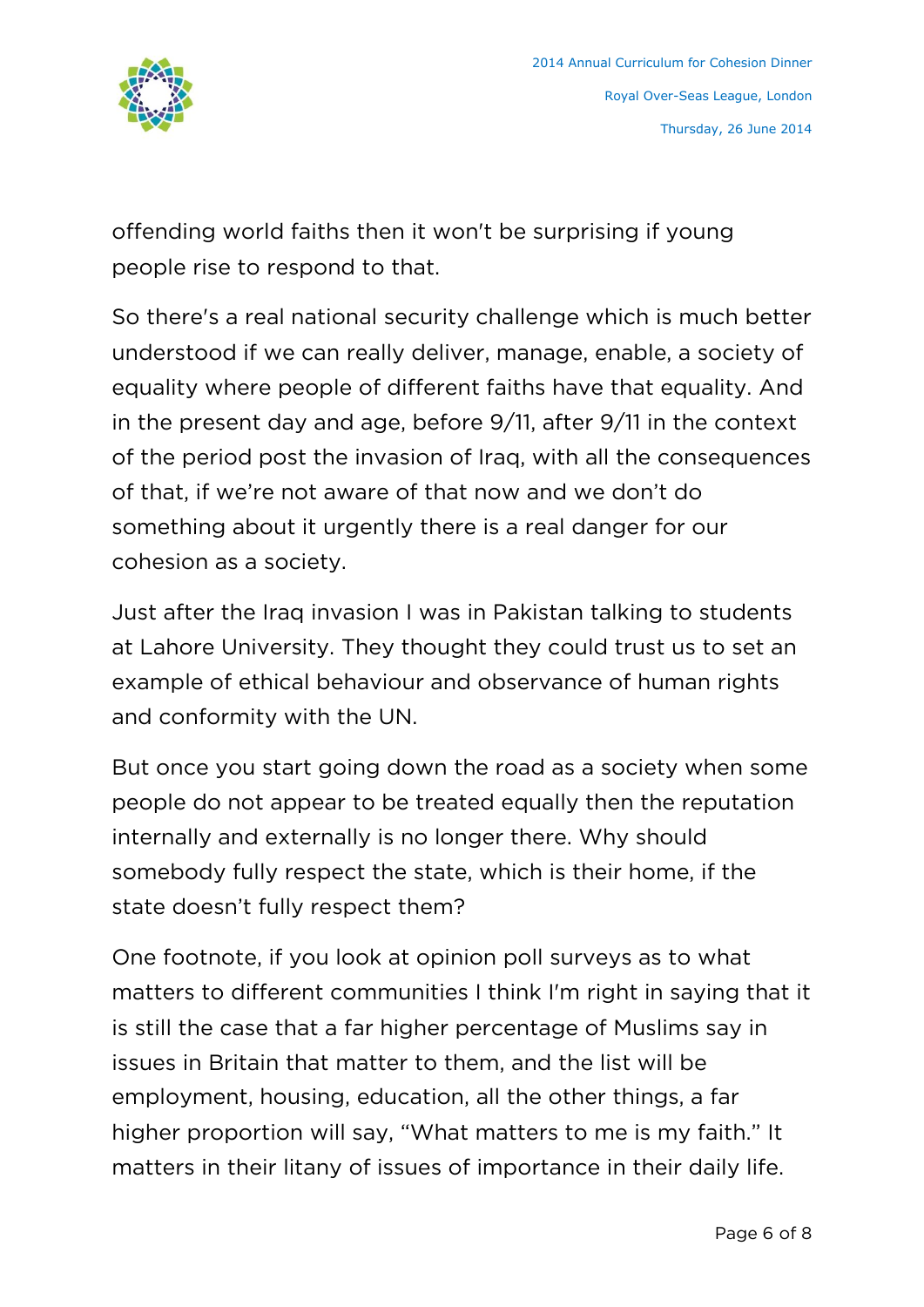offending world faiths then it won't be surprising if young people rise to respond to that.

So there's a real national security challenge which is much better understood if we can really deliver, manage, enable, a society of equality where people of different faiths have that equality. And in the present day and age, before 9/11, after 9/11 in the context of the period post the invasion of Iraq, with all the consequences of that, if we're not aware of that now and we don't do something about it urgently there is a real danger for our cohesion as a society.

Just after the Iraq invasion I was in Pakistan talking to students at Lahore University. They thought they could trust us to set an example of ethical behaviour and observance of human rights and conformity with the UN.

But once you start going down the road as a society when some people do not appear to be treated equally then the reputation internally and externally is no longer there. Why should somebody fully respect the state, which is their home, if the state doesn't fully respect them?

One footnote, if you look at opinion poll surveys as to what matters to different communities I think I'm right in saying that it is still the case that a far higher percentage of Muslims say in issues in Britain that matter to them, and the list will be employment, housing, education, all the other things, a far higher proportion will say, "What matters to me is my faith." It matters in their litany of issues of importance in their daily life.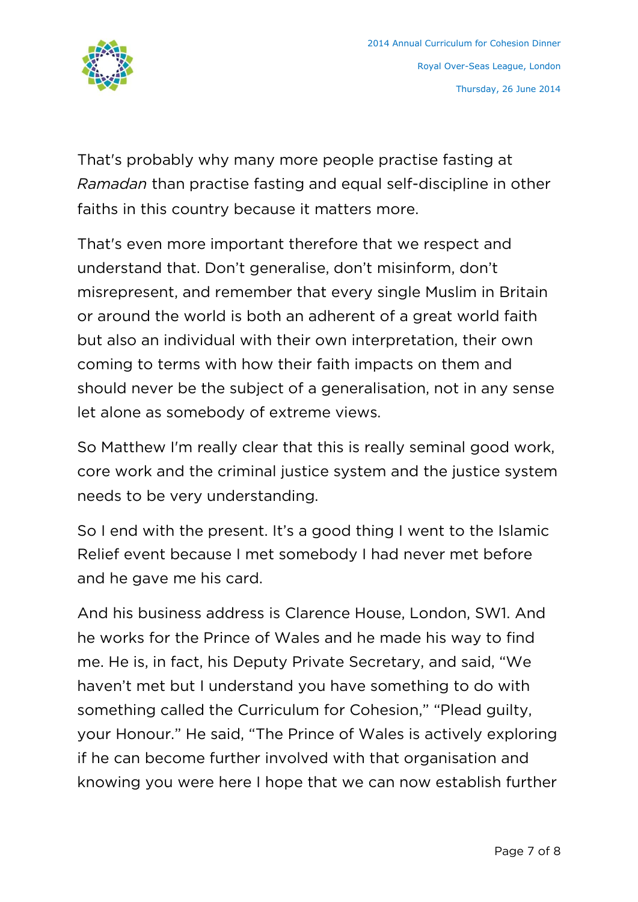That's probably why many more people practise fasting at *Ramadan* than practise fasting and equal self-discipline in other faiths in this country because it matters more.

That's even more important therefore that we respect and understand that. Don't generalise, don't misinform, don't misrepresent, and remember that every single Muslim in Britain or around the world is both an adherent of a great world faith but also an individual with their own interpretation, their own coming to terms with how their faith impacts on them and should never be the subject of a generalisation, not in any sense let alone as somebody of extreme views.

So Matthew I'm really clear that this is really seminal good work, core work and the criminal justice system and the justice system needs to be very understanding.

So I end with the present. It's a good thing I went to the Islamic Relief event because I met somebody I had never met before and he gave me his card.

And his business address is Clarence House, London, SW1. And he works for the Prince of Wales and he made his way to find me. He is, in fact, his Deputy Private Secretary, and said, "We haven't met but I understand you have something to do with something called the Curriculum for Cohesion," "Plead guilty, your Honour." He said, "The Prince of Wales is actively exploring if he can become further involved with that organisation and knowing you were here I hope that we can now establish further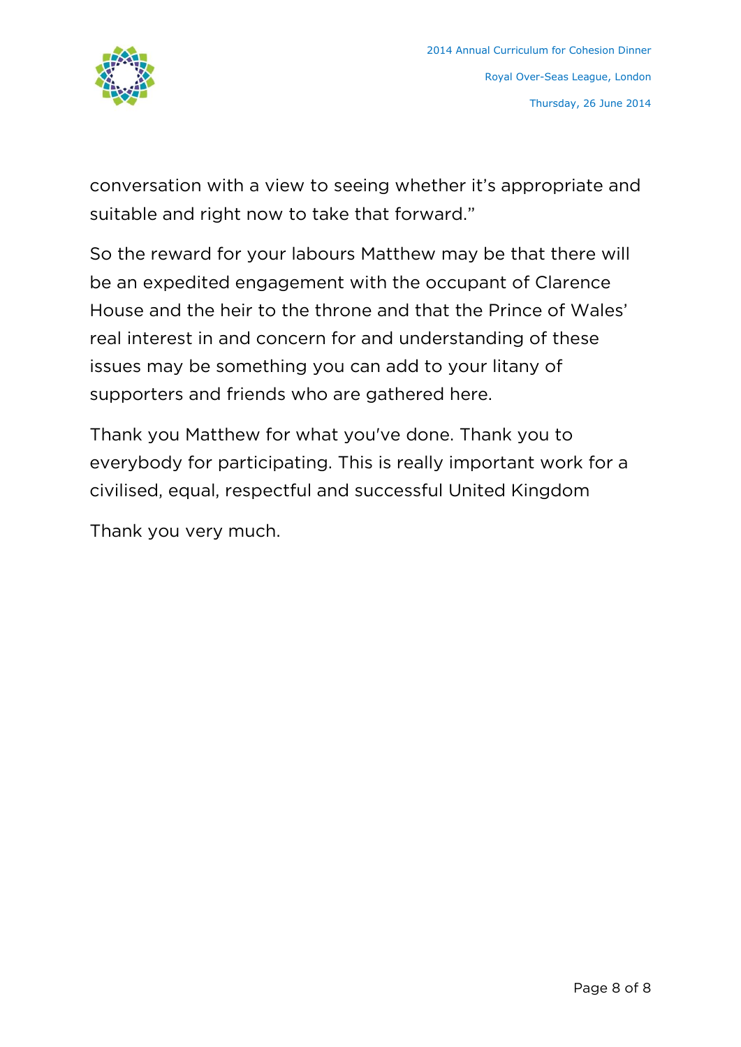conversation with a view to seeing whether it's appropriate and suitable and right now to take that forward."

So the reward for your labours Matthew may be that there will be an expedited engagement with the occupant of Clarence House and the heir to the throne and that the Prince of Wales' real interest in and concern for and understanding of these issues may be something you can add to your litany of supporters and friends who are gathered here.

Thank you Matthew for what you've done. Thank you to everybody for participating. This is really important work for a civilised, equal, respectful and successful United Kingdom

Thank you very much.